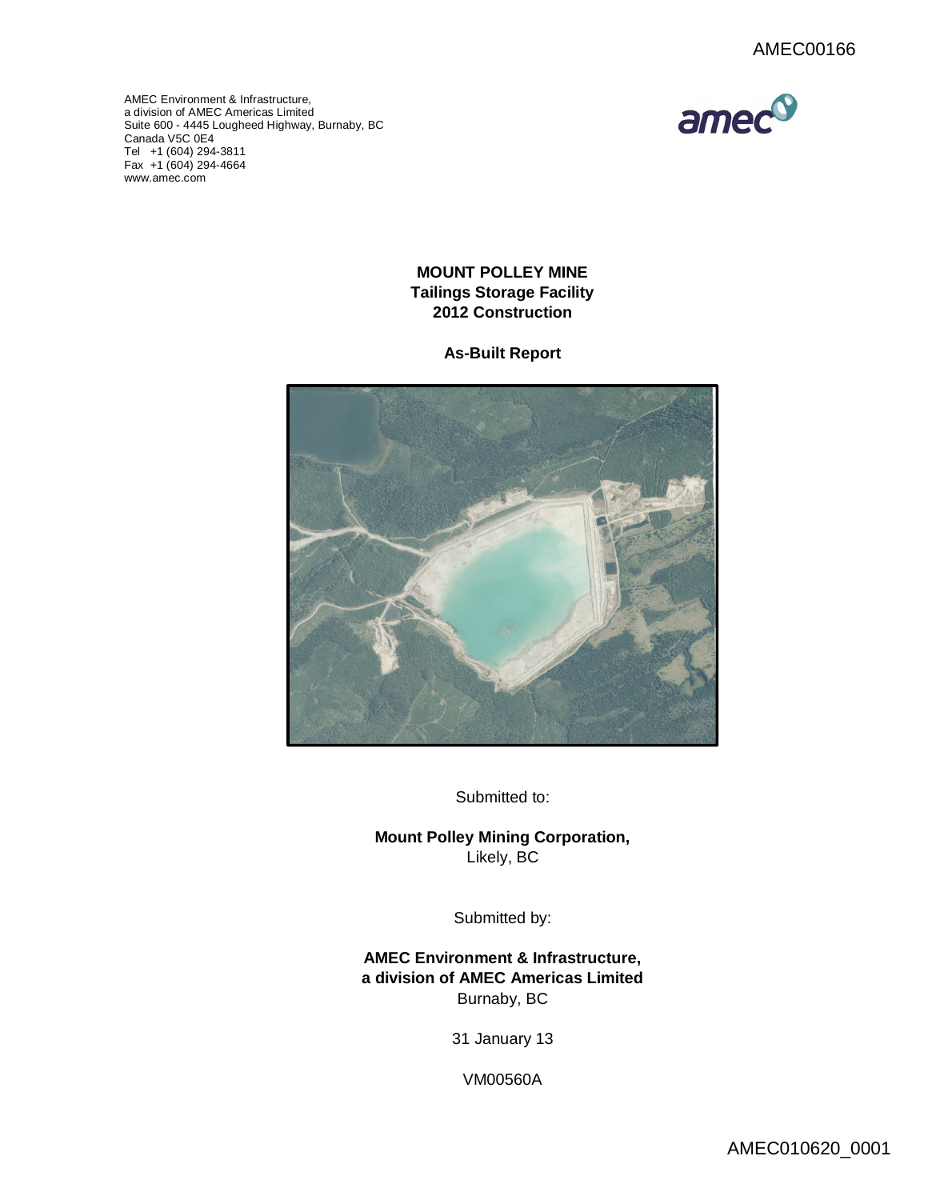AMEC00166

AMEC Environment & Infrastructure,
a division of AMEC Americas Limited
Suite 600 - 4445 Lougheed Highway, Burnaby, BC
Canada V5C 0E4
Tel +1 (604) 294-3811
Fax +1 (604) 294-4664
www.amec.com

# MOUNT POLLEY MINE
## Tailings Storage Facility
## 2012 Construction

### As-Built Report

Submitted to:

**Mount Polley Mining Corporation,**
Likely, BC

Submitted by:

**AMEC Environment & Infrastructure,**
**a division of AMEC Americas Limited**
Burnaby, BC

31 January 13

VM00560A

AMEC010620_0001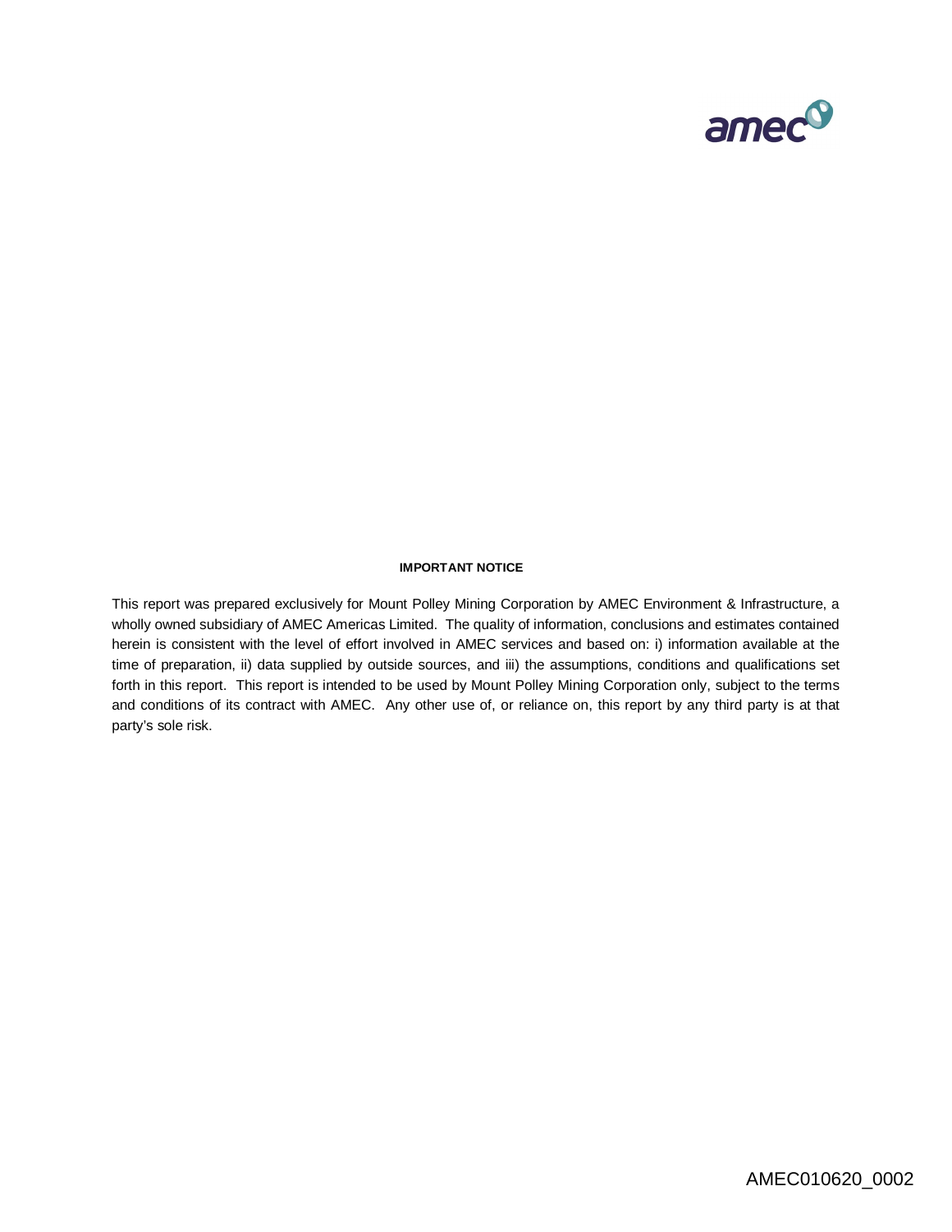**IMPORTANT NOTICE**

This report was prepared exclusively for Mount Polley Mining Corporation by AMEC Environment & Infrastructure, a wholly owned subsidiary of AMEC Americas Limited. The quality of information, conclusions and estimates contained herein is consistent with the level of effort involved in AMEC services and based on: i) information available at the time of preparation, ii) data supplied by outside sources, and iii) the assumptions, conditions and qualifications set forth in this report. This report is intended to be used by Mount Polley Mining Corporation only, subject to the terms and conditions of its contract with AMEC. Any other use of, or reliance on, this report by any third party is at that party's sole risk.

AMEC010620_0002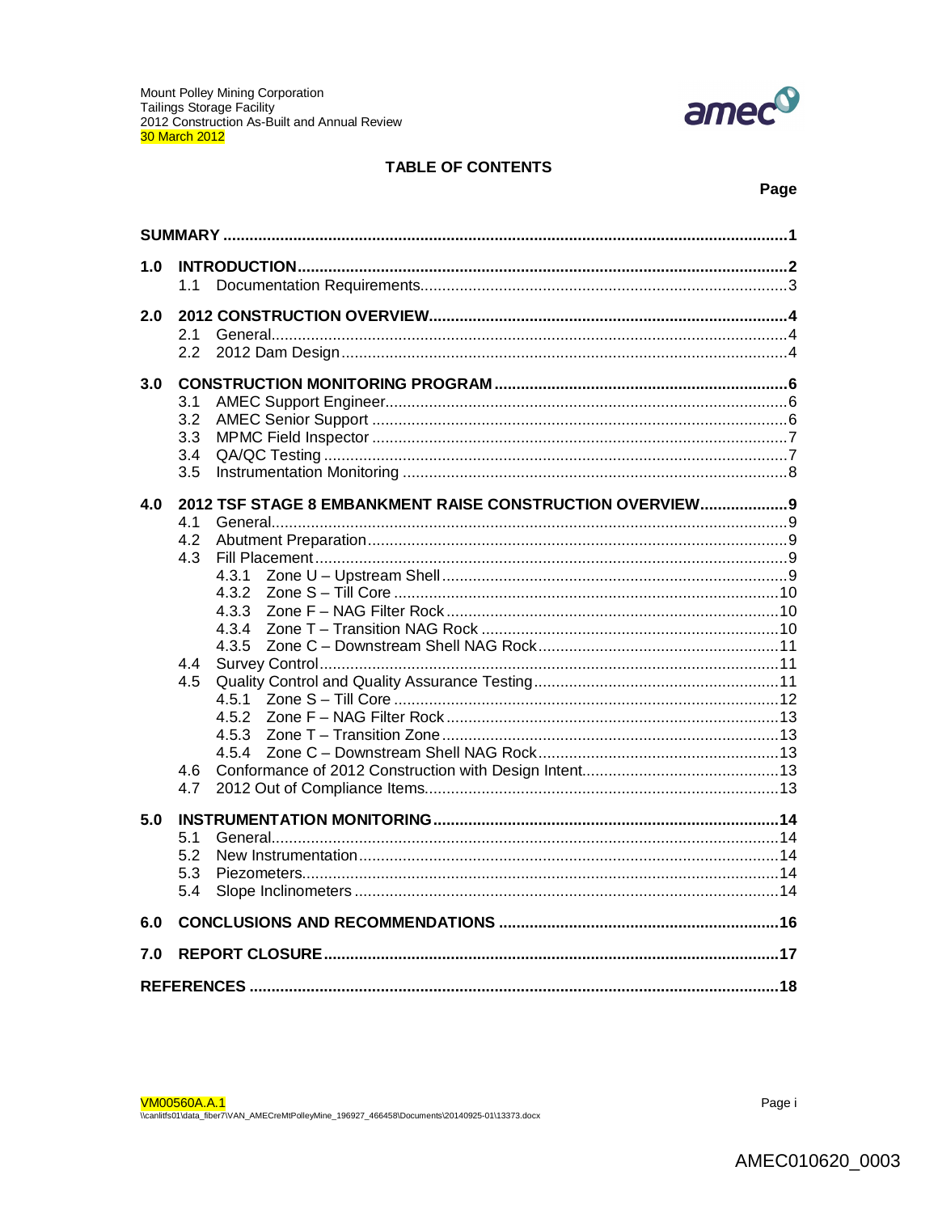# TABLE OF CONTENTS

| | Page |
|---|---|
| **SUMMARY** | **1** |
| **1.0 INTRODUCTION** | **2** |
| 1.1 Documentation Requirements | 3 |
| **2.0 2012 CONSTRUCTION OVERVIEW** | **4** |
| 2.1 General | 4 |
| 2.2 2012 Dam Design | 4 |
| **3.0 CONSTRUCTION MONITORING PROGRAM** | **6** |
| 3.1 AMEC Support Engineer | 6 |
| 3.2 AMEC Senior Support | 6 |
| 3.3 MPMC Field Inspector | 7 |
| 3.4 QA/QC Testing | 7 |
| 3.5 Instrumentation Monitoring | 8 |
| **4.0 2012 TSF STAGE 8 EMBANKMENT RAISE CONSTRUCTION OVERVIEW** | **9** |
| 4.1 General | 9 |
| 4.2 Abutment Preparation | 9 |
| 4.3 Fill Placement | 9 |
| 4.3.1 Zone U – Upstream Shell | 9 |
| 4.3.2 Zone S – Till Core | 10 |
| 4.3.3 Zone F – NAG Filter Rock | 10 |
| 4.3.4 Zone T – Transition NAG Rock | 10 |
| 4.3.5 Zone C – Downstream Shell NAG Rock | 11 |
| 4.4 Survey Control | 11 |
| 4.5 Quality Control and Quality Assurance Testing | 11 |
| 4.5.1 Zone S – Till Core | 12 |
| 4.5.2 Zone F – NAG Filter Rock | 13 |
| 4.5.3 Zone T – Transition Zone | 13 |
| 4.5.4 Zone C – Downstream Shell NAG Rock | 13 |
| 4.6 Conformance of 2012 Construction with Design Intent | 13 |
| 4.7 2012 Out of Compliance Items | 13 |
| **5.0 INSTRUMENTATION MONITORING** | **14** |
| 5.1 General | 14 |
| 5.2 New Instrumentation | 14 |
| 5.3 Piezometers | 14 |
| 5.4 Slope Inclinometers | 14 |
| **6.0 CONCLUSIONS AND RECOMMENDATIONS** | **16** |
| **7.0 REPORT CLOSURE** | **17** |
| **REFERENCES** | **18** |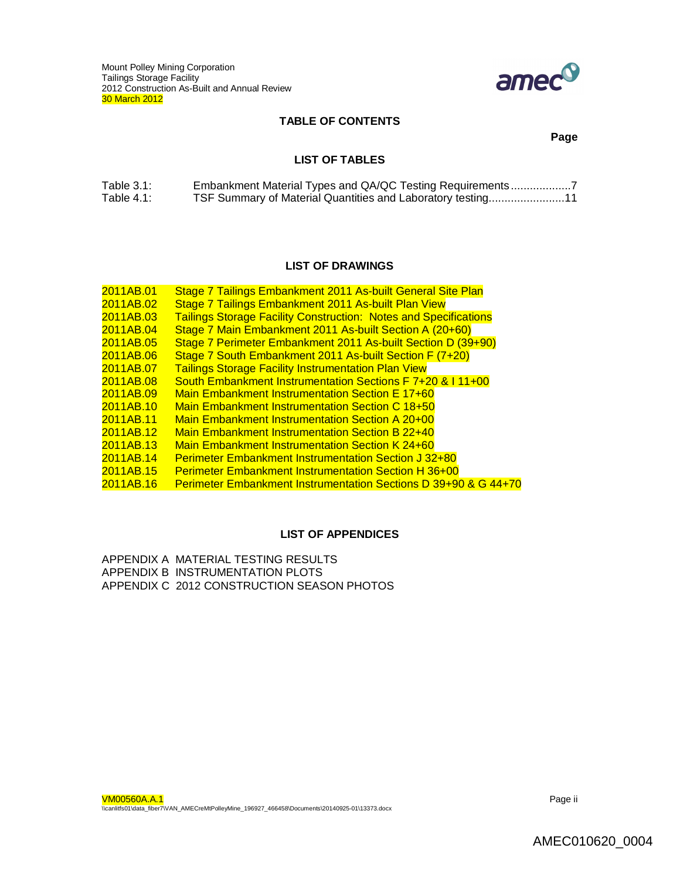## TABLE OF CONTENTS

**Page**

### LIST OF TABLES

| | | |
|---|---|---|
| Table 3.1: | Embankment Material Types and QA/QC Testing Requirements | 7 |
| Table 4.1: | TSF Summary of Material Quantities and Laboratory testing | 11 |

### LIST OF DRAWINGS

| | |
|---|---|
| 2011AB.01 | Stage 7 Tailings Embankment 2011 As-built General Site Plan |
| 2011AB.02 | Stage 7 Tailings Embankment 2011 As-built Plan View |
| 2011AB.03 | Tailings Storage Facility Construction: Notes and Specifications |
| 2011AB.04 | Stage 7 Main Embankment 2011 As-built Section A (20+60) |
| 2011AB.05 | Stage 7 Perimeter Embankment 2011 As-built Section D (39+90) |
| 2011AB.06 | Stage 7 South Embankment 2011 As-built Section F (7+20) |
| 2011AB.07 | Tailings Storage Facility Instrumentation Plan View |
| 2011AB.08 | South Embankment Instrumentation Sections F 7+20 & I 11+00 |
| 2011AB.09 | Main Embankment Instrumentation Section E 17+60 |
| 2011AB.10 | Main Embankment Instrumentation Section C 18+50 |
| 2011AB.11 | Main Embankment Instrumentation Section A 20+00 |
| 2011AB.12 | Main Embankment Instrumentation Section B 22+40 |
| 2011AB.13 | Main Embankment Instrumentation Section K 24+60 |
| 2011AB.14 | Perimeter Embankment Instrumentation Section J 32+80 |
| 2011AB.15 | Perimeter Embankment Instrumentation Section H 36+00 |
| 2011AB.16 | Perimeter Embankment Instrumentation Sections D 39+90 & G 44+70 |

### LIST OF APPENDICES

APPENDIX A MATERIAL TESTING RESULTS
APPENDIX B INSTRUMENTATION PLOTS
APPENDIX C 2012 CONSTRUCTION SEASON PHOTOS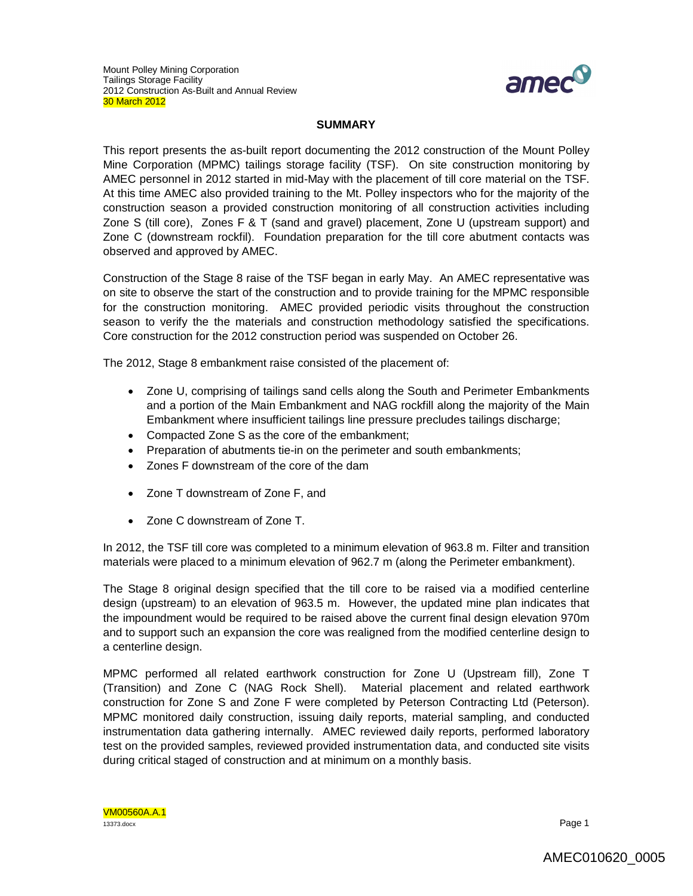## SUMMARY

This report presents the as-built report documenting the 2012 construction of the Mount Polley Mine Corporation (MPMC) tailings storage facility (TSF). On site construction monitoring by AMEC personnel in 2012 started in mid-May with the placement of till core material on the TSF. At this time AMEC also provided training to the Mt. Polley inspectors who for the majority of the construction season a provided construction monitoring of all construction activities including Zone S (till core), Zones F & T (sand and gravel) placement, Zone U (upstream support) and Zone C (downstream rockfil). Foundation preparation for the till core abutment contacts was observed and approved by AMEC.

Construction of the Stage 8 raise of the TSF began in early May. An AMEC representative was on site to observe the start of the construction and to provide training for the MPMC responsible for the construction monitoring. AMEC provided periodic visits throughout the construction season to verify the the materials and construction methodology satisfied the specifications. Core construction for the 2012 construction period was suspended on October 26.

The 2012, Stage 8 embankment raise consisted of the placement of:

- Zone U, comprising of tailings sand cells along the South and Perimeter Embankments and a portion of the Main Embankment and NAG rockfill along the majority of the Main Embankment where insufficient tailings line pressure precludes tailings discharge;
- Compacted Zone S as the core of the embankment;
- Preparation of abutments tie-in on the perimeter and south embankments;
- Zones F downstream of the core of the dam
- Zone T downstream of Zone F, and
- Zone C downstream of Zone T.

In 2012, the TSF till core was completed to a minimum elevation of 963.8 m. Filter and transition materials were placed to a minimum elevation of 962.7 m (along the Perimeter embankment).

The Stage 8 original design specified that the till core to be raised via a modified centerline design (upstream) to an elevation of 963.5 m. However, the updated mine plan indicates that the impoundment would be required to be raised above the current final design elevation 970m and to support such an expansion the core was realigned from the modified centerline design to a centerline design.

MPMC performed all related earthwork construction for Zone U (Upstream fill), Zone T (Transition) and Zone C (NAG Rock Shell). Material placement and related earthwork construction for Zone S and Zone F were completed by Peterson Contracting Ltd (Peterson). MPMC monitored daily construction, issuing daily reports, material sampling, and conducted instrumentation data gathering internally. AMEC reviewed daily reports, performed laboratory test on the provided samples, reviewed provided instrumentation data, and conducted site visits during critical staged of construction and at minimum on a monthly basis.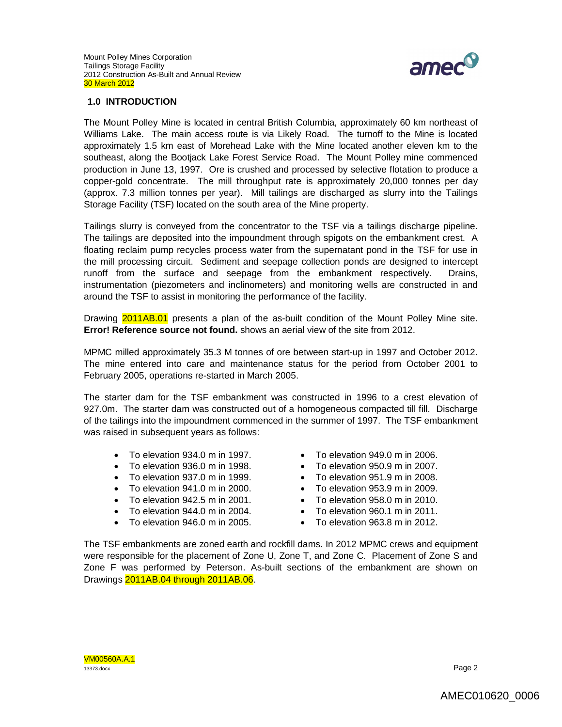## 1.0 INTRODUCTION

The Mount Polley Mine is located in central British Columbia, approximately 60 km northeast of Williams Lake. The main access route is via Likely Road. The turnoff to the Mine is located approximately 1.5 km east of Morehead Lake with the Mine located another eleven km to the southeast, along the Bootjack Lake Forest Service Road. The Mount Polley mine commenced production in June 13, 1997. Ore is crushed and processed by selective flotation to produce a copper-gold concentrate. The mill throughput rate is approximately 20,000 tonnes per day (approx. 7.3 million tonnes per year). Mill tailings are discharged as slurry into the Tailings Storage Facility (TSF) located on the south area of the Mine property.

Tailings slurry is conveyed from the concentrator to the TSF via a tailings discharge pipeline. The tailings are deposited into the impoundment through spigots on the embankment crest. A floating reclaim pump recycles process water from the supernatant pond in the TSF for use in the mill processing circuit. Sediment and seepage collection ponds are designed to intercept runoff from the surface and seepage from the embankment respectively. Drains, instrumentation (piezometers and inclinometers) and monitoring wells are constructed in and around the TSF to assist in monitoring the performance of the facility.

Drawing 2011AB.01 presents a plan of the as-built condition of the Mount Polley Mine site. **Error! Reference source not found.** shows an aerial view of the site from 2012.

MPMC milled approximately 35.3 M tonnes of ore between start-up in 1997 and October 2012. The mine entered into care and maintenance status for the period from October 2001 to February 2005, operations re-started in March 2005.

The starter dam for the TSF embankment was constructed in 1996 to a crest elevation of 927.0m. The starter dam was constructed out of a homogeneous compacted till fill. Discharge of the tailings into the impoundment commenced in the summer of 1997. The TSF embankment was raised in subsequent years as follows:

- To elevation 934.0 m in 1997.
- To elevation 936.0 m in 1998.
- To elevation 937.0 m in 1999.
- To elevation 941.0 m in 2000.
- To elevation 942.5 m in 2001.
- To elevation 944.0 m in 2004.
- To elevation 946.0 m in 2005.
- To elevation 949.0 m in 2006.
- To elevation 950.9 m in 2007.
- To elevation 951.9 m in 2008.
- To elevation 953.9 m in 2009.
- To elevation 958.0 m in 2010.
- To elevation 960.1 m in 2011.
- To elevation 963.8 m in 2012.

The TSF embankments are zoned earth and rockfill dams. In 2012 MPMC crews and equipment were responsible for the placement of Zone U, Zone T, and Zone C. Placement of Zone S and Zone F was performed by Peterson. As-built sections of the embankment are shown on Drawings 2011AB.04 through 2011AB.06.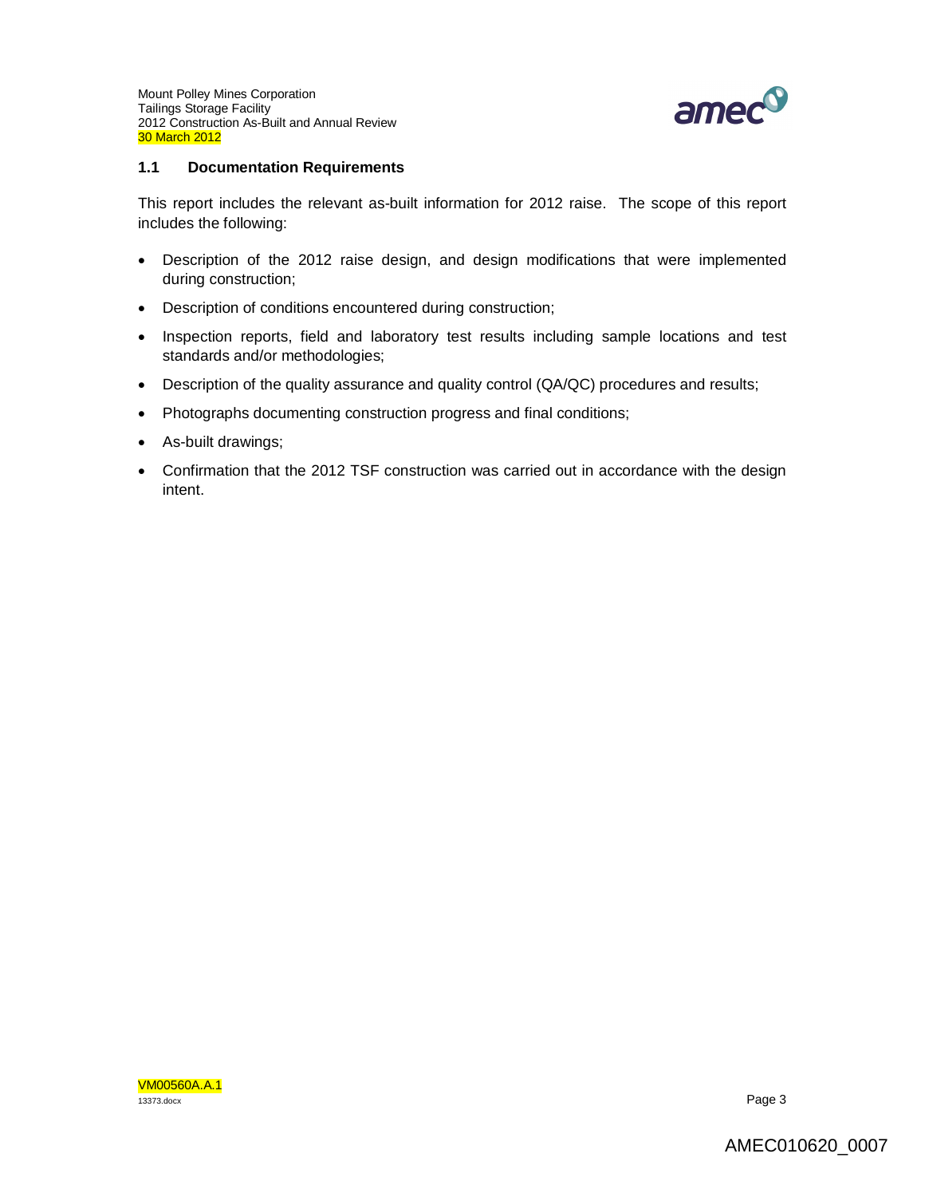### 1.1 Documentation Requirements

This report includes the relevant as-built information for 2012 raise. The scope of this report includes the following:

- Description of the 2012 raise design, and design modifications that were implemented during construction;
- Description of conditions encountered during construction;
- Inspection reports, field and laboratory test results including sample locations and test standards and/or methodologies;
- Description of the quality assurance and quality control (QA/QC) procedures and results;
- Photographs documenting construction progress and final conditions;
- As-built drawings;
- Confirmation that the 2012 TSF construction was carried out in accordance with the design intent.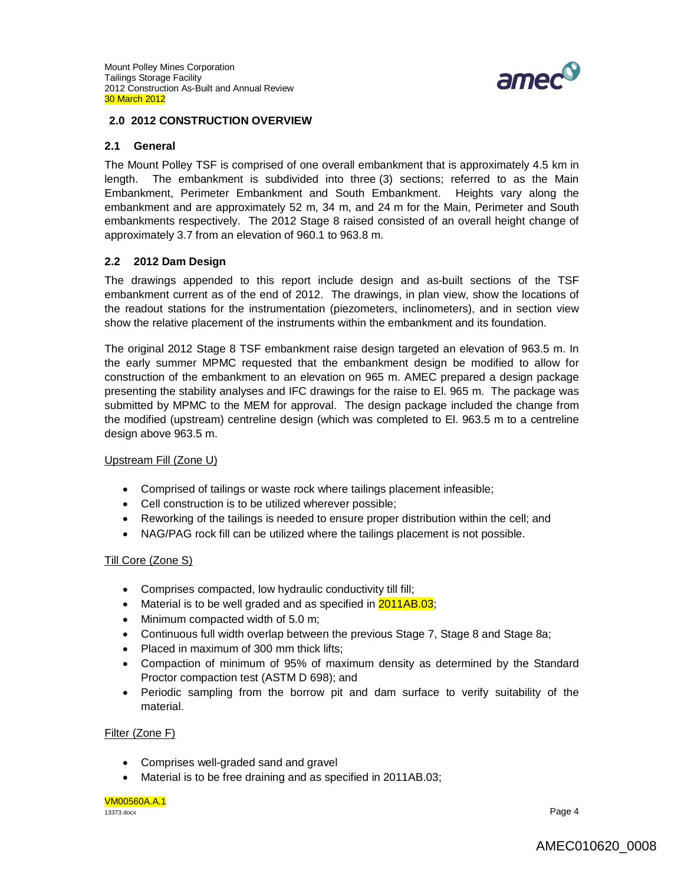## 2.0 2012 CONSTRUCTION OVERVIEW

### 2.1 General

The Mount Polley TSF is comprised of one overall embankment that is approximately 4.5 km in length. The embankment is subdivided into three (3) sections; referred to as the Main Embankment, Perimeter Embankment and South Embankment. Heights vary along the embankment and are approximately 52 m, 34 m, and 24 m for the Main, Perimeter and South embankments respectively. The 2012 Stage 8 raised consisted of an overall height change of approximately 3.7 from an elevation of 960.1 to 963.8 m.

### 2.2 2012 Dam Design

The drawings appended to this report include design and as-built sections of the TSF embankment current as of the end of 2012. The drawings, in plan view, show the locations of the readout stations for the instrumentation (piezometers, inclinometers), and in section view show the relative placement of the instruments within the embankment and its foundation.

The original 2012 Stage 8 TSF embankment raise design targeted an elevation of 963.5 m. In the early summer MPMC requested that the embankment design be modified to allow for construction of the embankment to an elevation on 965 m. AMEC prepared a design package presenting the stability analyses and IFC drawings for the raise to El. 965 m. The package was submitted by MPMC to the MEM for approval. The design package included the change from the modified (upstream) centreline design (which was completed to El. 963.5 m to a centreline design above 963.5 m.

Upstream Fill (Zone U)

- Comprised of tailings or waste rock where tailings placement infeasible;
- Cell construction is to be utilized wherever possible;
- Reworking of the tailings is needed to ensure proper distribution within the cell; and
- NAG/PAG rock fill can be utilized where the tailings placement is not possible.

Till Core (Zone S)

- Comprises compacted, low hydraulic conductivity till fill;
- Material is to be well graded and as specified in 2011AB.03;
- Minimum compacted width of 5.0 m;
- Continuous full width overlap between the previous Stage 7, Stage 8 and Stage 8a;
- Placed in maximum of 300 mm thick lifts;
- Compaction of minimum of 95% of maximum density as determined by the Standard Proctor compaction test (ASTM D 698); and
- Periodic sampling from the borrow pit and dam surface to verify suitability of the material.

Filter (Zone F)

- Comprises well-graded sand and gravel
- Material is to be free draining and as specified in 2011AB.03;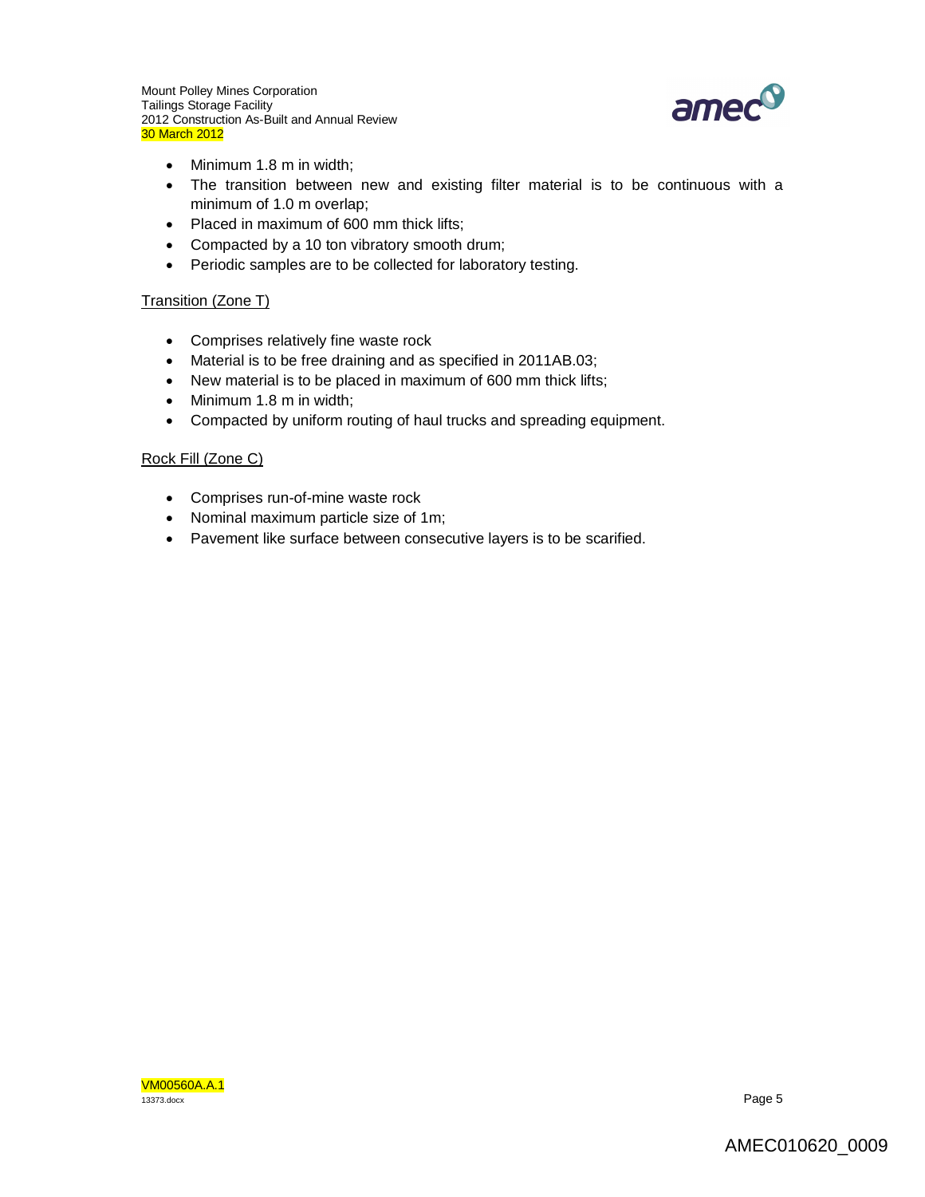- Minimum 1.8 m in width;
- The transition between new and existing filter material is to be continuous with a minimum of 1.0 m overlap;
- Placed in maximum of 600 mm thick lifts;
- Compacted by a 10 ton vibratory smooth drum;
- Periodic samples are to be collected for laboratory testing.

Transition (Zone T)

- Comprises relatively fine waste rock
- Material is to be free draining and as specified in 2011AB.03;
- New material is to be placed in maximum of 600 mm thick lifts;
- Minimum 1.8 m in width;
- Compacted by uniform routing of haul trucks and spreading equipment.

Rock Fill (Zone C)

- Comprises run-of-mine waste rock
- Nominal maximum particle size of 1m;
- Pavement like surface between consecutive layers is to be scarified.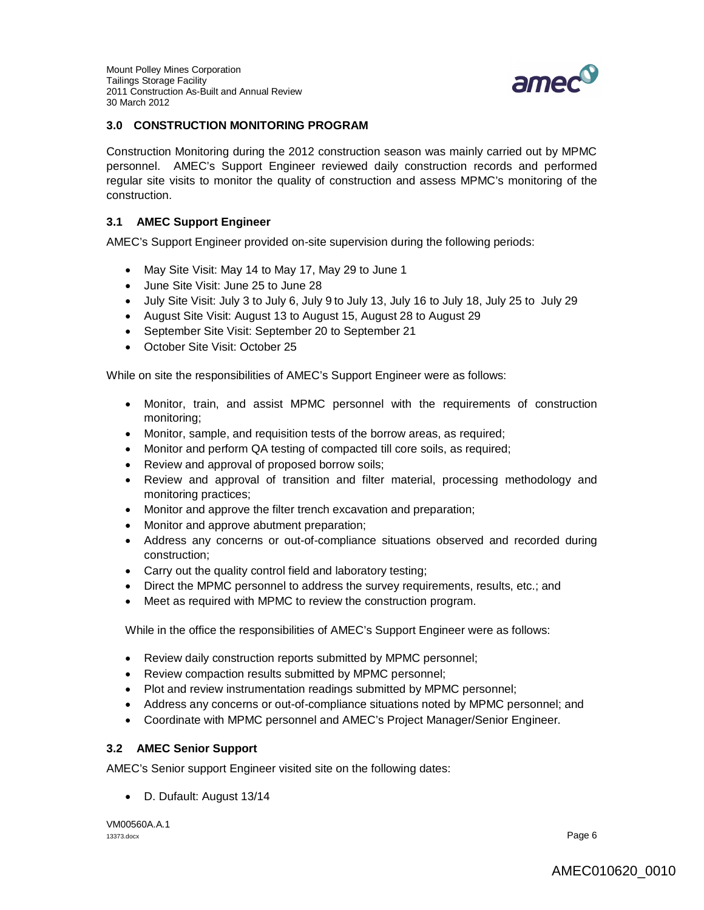## 3.0 CONSTRUCTION MONITORING PROGRAM

Construction Monitoring during the 2012 construction season was mainly carried out by MPMC personnel. AMEC's Support Engineer reviewed daily construction records and performed regular site visits to monitor the quality of construction and assess MPMC's monitoring of the construction.

### 3.1 AMEC Support Engineer

AMEC's Support Engineer provided on-site supervision during the following periods:

- May Site Visit: May 14 to May 17, May 29 to June 1
- June Site Visit: June 25 to June 28
- July Site Visit: July 3 to July 6, July 9 to July 13, July 16 to July 18, July 25 to July 29
- August Site Visit: August 13 to August 15, August 28 to August 29
- September Site Visit: September 20 to September 21
- October Site Visit: October 25

While on site the responsibilities of AMEC's Support Engineer were as follows:

- Monitor, train, and assist MPMC personnel with the requirements of construction monitoring;
- Monitor, sample, and requisition tests of the borrow areas, as required;
- Monitor and perform QA testing of compacted till core soils, as required;
- Review and approval of proposed borrow soils;
- Review and approval of transition and filter material, processing methodology and monitoring practices;
- Monitor and approve the filter trench excavation and preparation;
- Monitor and approve abutment preparation;
- Address any concerns or out-of-compliance situations observed and recorded during construction;
- Carry out the quality control field and laboratory testing;
- Direct the MPMC personnel to address the survey requirements, results, etc.; and
- Meet as required with MPMC to review the construction program.

While in the office the responsibilities of AMEC's Support Engineer were as follows:

- Review daily construction reports submitted by MPMC personnel;
- Review compaction results submitted by MPMC personnel;
- Plot and review instrumentation readings submitted by MPMC personnel;
- Address any concerns or out-of-compliance situations noted by MPMC personnel; and
- Coordinate with MPMC personnel and AMEC's Project Manager/Senior Engineer.

### 3.2 AMEC Senior Support

AMEC's Senior support Engineer visited site on the following dates:

- D. Dufault: August 13/14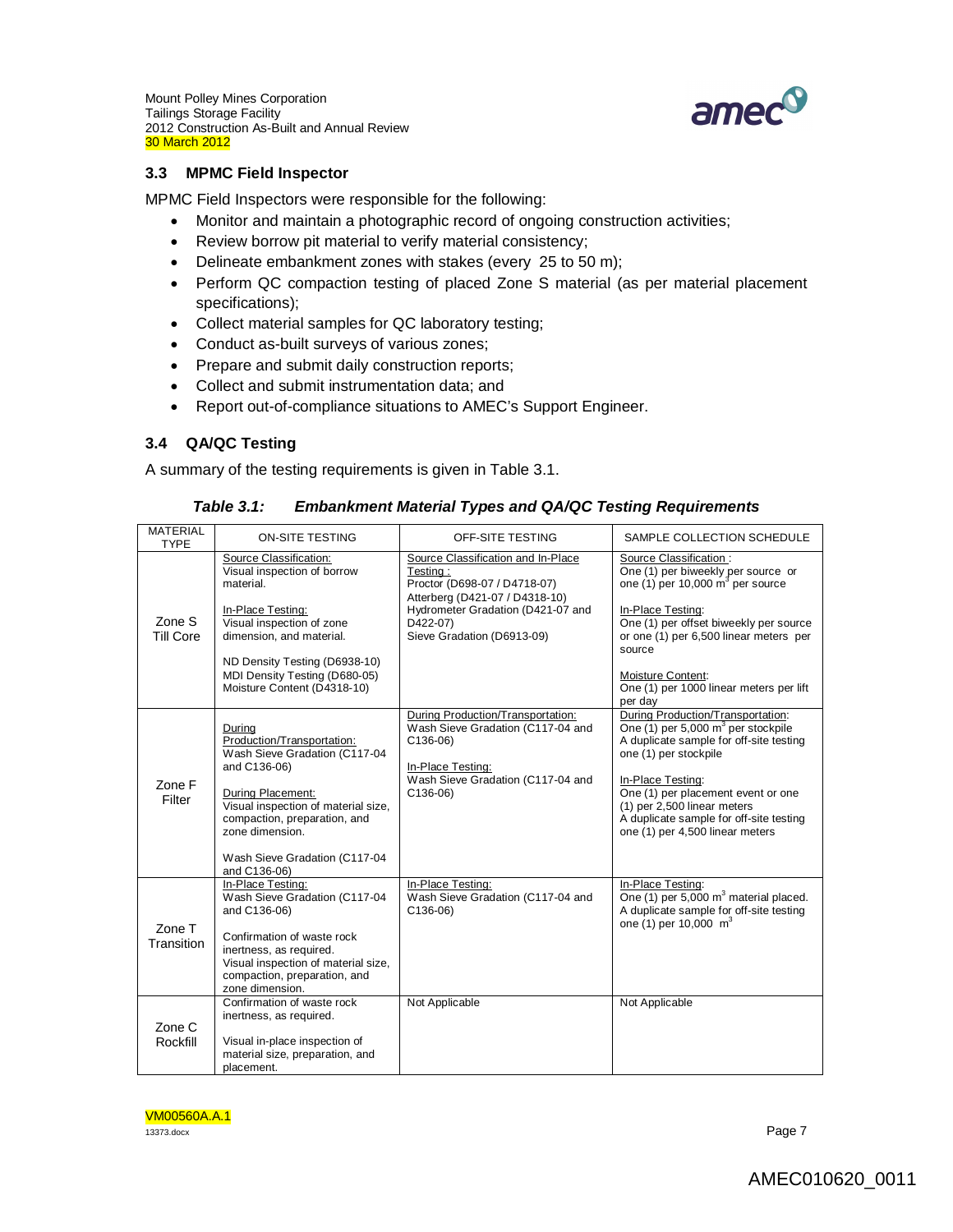### 3.3 MPMC Field Inspector

MPMC Field Inspectors were responsible for the following:

- Monitor and maintain a photographic record of ongoing construction activities;
- Review borrow pit material to verify material consistency;
- Delineate embankment zones with stakes (every 25 to 50 m);
- Perform QC compaction testing of placed Zone S material (as per material placement specifications);
- Collect material samples for QC laboratory testing;
- Conduct as-built surveys of various zones;
- Prepare and submit daily construction reports;
- Collect and submit instrumentation data; and
- Report out-of-compliance situations to AMEC's Support Engineer.

### 3.4 QA/QC Testing

A summary of the testing requirements is given in Table 3.1.

***Table 3.1: Embankment Material Types and QA/QC Testing Requirements***

| MATERIAL TYPE | ON-SITE TESTING | OFF-SITE TESTING | SAMPLE COLLECTION SCHEDULE |
|---|---|---|---|
| Zone S Till Core | Source Classification:<br>Visual inspection of borrow material.<br><br>In-Place Testing:<br>Visual inspection of zone dimension, and material.<br><br>ND Density Testing (D6938-10)<br>MDI Density Testing (D680-05)<br>Moisture Content (D4318-10) | Source Classification and In-Place Testing :<br>Proctor (D698-07 / D4718-07)<br>Atterberg (D421-07 / D4318-10)<br>Hydrometer Gradation (D421-07 and D422-07)<br>Sieve Gradation (D6913-09) | Source Classification :<br>One (1) per biweekly per source or one (1) per 10,000 m$^3$ per source<br><br>In-Place Testing:<br>One (1) per offset biweekly per source or one (1) per 6,500 linear meters per source<br><br>Moisture Content:<br>One (1) per 1000 linear meters per lift per day |
| Zone F Filter | During Production/Transportation:<br>Wash Sieve Gradation (C117-04 and C136-06)<br><br>During Placement:<br>Visual inspection of material size, compaction, preparation, and zone dimension.<br><br>Wash Sieve Gradation (C117-04 and C136-06) | During Production/Transportation:<br>Wash Sieve Gradation (C117-04 and C136-06)<br><br>In-Place Testing:<br>Wash Sieve Gradation (C117-04 and C136-06) | During Production/Transportation:<br>One (1) per 5,000 m$^3$ per stockpile<br>A duplicate sample for off-site testing one (1) per stockpile<br><br>In-Place Testing:<br>One (1) per placement event or one (1) per 2,500 linear meters<br>A duplicate sample for off-site testing one (1) per 4,500 linear meters |
| Zone T Transition | In-Place Testing:<br>Wash Sieve Gradation (C117-04 and C136-06)<br><br>Confirmation of waste rock inertness, as required.<br>Visual inspection of material size, compaction, preparation, and zone dimension. | In-Place Testing:<br>Wash Sieve Gradation (C117-04 and C136-06) | In-Place Testing:<br>One (1) per 5,000 m$^3$ material placed.<br>A duplicate sample for off-site testing one (1) per 10,000 m$^3$ |
| Zone C Rockfill | Confirmation of waste rock inertness, as required.<br><br>Visual in-place inspection of material size, preparation, and placement. | Not Applicable | Not Applicable |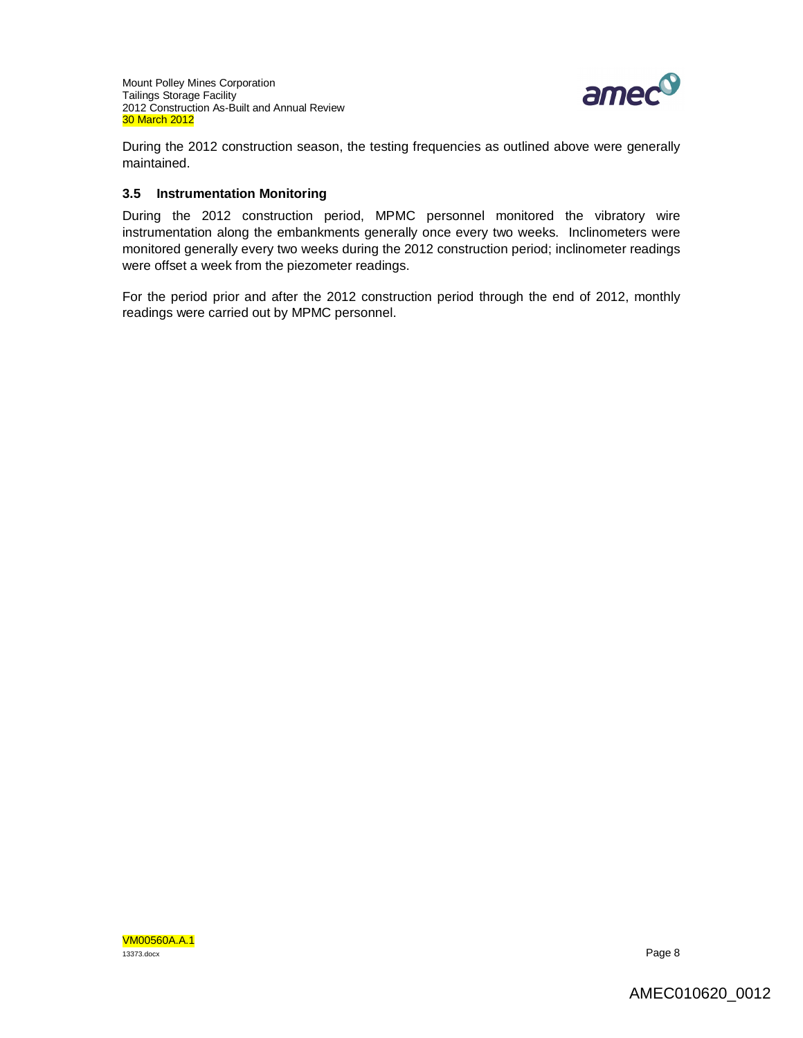During the 2012 construction season, the testing frequencies as outlined above were generally maintained.

### 3.5 Instrumentation Monitoring

During the 2012 construction period, MPMC personnel monitored the vibratory wire instrumentation along the embankments generally once every two weeks. Inclinometers were monitored generally every two weeks during the 2012 construction period; inclinometer readings were offset a week from the piezometer readings.

For the period prior and after the 2012 construction period through the end of 2012, monthly readings were carried out by MPMC personnel.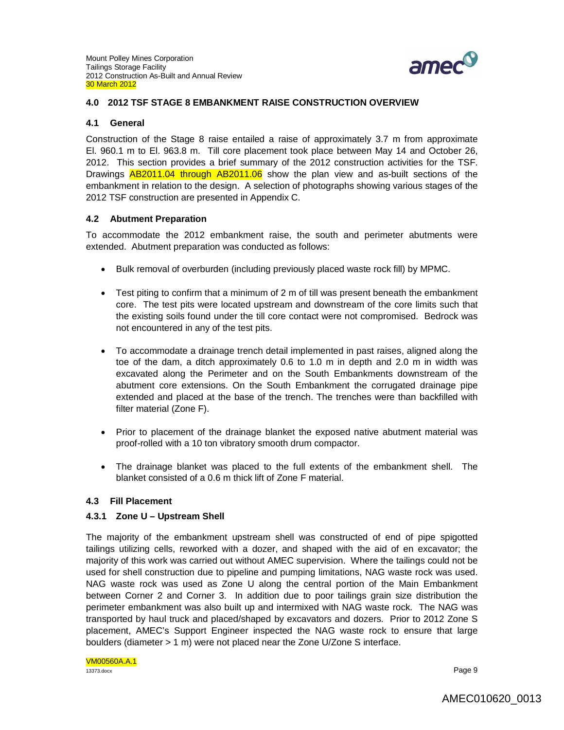## 4.0 2012 TSF STAGE 8 EMBANKMENT RAISE CONSTRUCTION OVERVIEW

### 4.1 General

Construction of the Stage 8 raise entailed a raise of approximately 3.7 m from approximate El. 960.1 m to El. 963.8 m. Till core placement took place between May 14 and October 26, 2012. This section provides a brief summary of the 2012 construction activities for the TSF. Drawings AB2011.04 through AB2011.06 show the plan view and as-built sections of the embankment in relation to the design. A selection of photographs showing various stages of the 2012 TSF construction are presented in Appendix C.

### 4.2 Abutment Preparation

To accommodate the 2012 embankment raise, the south and perimeter abutments were extended. Abutment preparation was conducted as follows:

- Bulk removal of overburden (including previously placed waste rock fill) by MPMC.
- Test piting to confirm that a minimum of 2 m of till was present beneath the embankment core. The test pits were located upstream and downstream of the core limits such that the existing soils found under the till core contact were not compromised. Bedrock was not encountered in any of the test pits.
- To accommodate a drainage trench detail implemented in past raises, aligned along the toe of the dam, a ditch approximately 0.6 to 1.0 m in depth and 2.0 m in width was excavated along the Perimeter and on the South Embankments downstream of the abutment core extensions. On the South Embankment the corrugated drainage pipe extended and placed at the base of the trench. The trenches were than backfilled with filter material (Zone F).
- Prior to placement of the drainage blanket the exposed native abutment material was proof-rolled with a 10 ton vibratory smooth drum compactor.
- The drainage blanket was placed to the full extents of the embankment shell. The blanket consisted of a 0.6 m thick lift of Zone F material.

### 4.3 Fill Placement

#### 4.3.1 Zone U – Upstream Shell

The majority of the embankment upstream shell was constructed of end of pipe spigotted tailings utilizing cells, reworked with a dozer, and shaped with the aid of en excavator; the majority of this work was carried out without AMEC supervision. Where the tailings could not be used for shell construction due to pipeline and pumping limitations, NAG waste rock was used. NAG waste rock was used as Zone U along the central portion of the Main Embankment between Corner 2 and Corner 3. In addition due to poor tailings grain size distribution the perimeter embankment was also built up and intermixed with NAG waste rock. The NAG was transported by haul truck and placed/shaped by excavators and dozers. Prior to 2012 Zone S placement, AMEC's Support Engineer inspected the NAG waste rock to ensure that large boulders (diameter > 1 m) were not placed near the Zone U/Zone S interface.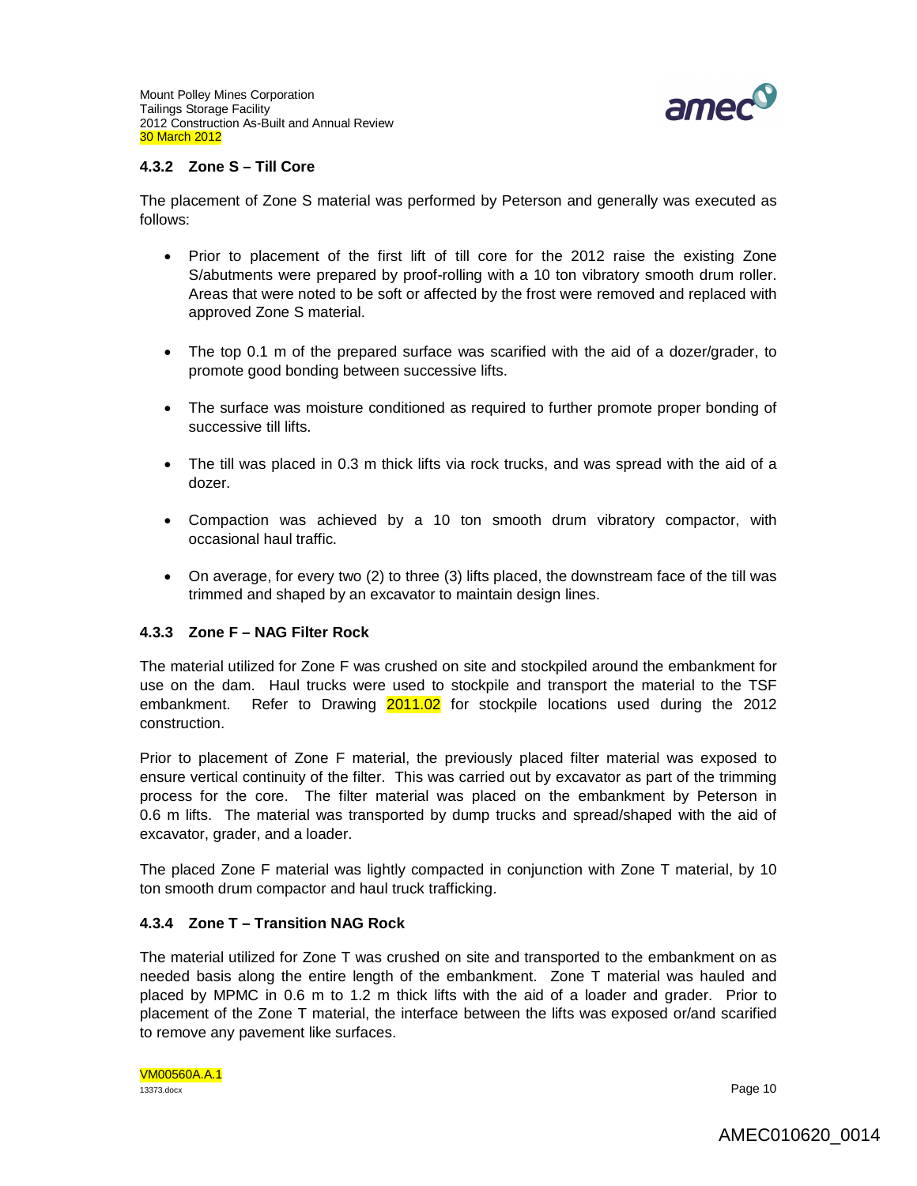### 4.3.2 Zone S – Till Core

The placement of Zone S material was performed by Peterson and generally was executed as follows:

- Prior to placement of the first lift of till core for the 2012 raise the existing Zone S/abutments were prepared by proof-rolling with a 10 ton vibratory smooth drum roller. Areas that were noted to be soft or affected by the frost were removed and replaced with approved Zone S material.
- The top 0.1 m of the prepared surface was scarified with the aid of a dozer/grader, to promote good bonding between successive lifts.
- The surface was moisture conditioned as required to further promote proper bonding of successive till lifts.
- The till was placed in 0.3 m thick lifts via rock trucks, and was spread with the aid of a dozer.
- Compaction was achieved by a 10 ton smooth drum vibratory compactor, with occasional haul traffic.
- On average, for every two (2) to three (3) lifts placed, the downstream face of the till was trimmed and shaped by an excavator to maintain design lines.

### 4.3.3 Zone F – NAG Filter Rock

The material utilized for Zone F was crushed on site and stockpiled around the embankment for use on the dam. Haul trucks were used to stockpile and transport the material to the TSF embankment. Refer to Drawing 2011.02 for stockpile locations used during the 2012 construction.

Prior to placement of Zone F material, the previously placed filter material was exposed to ensure vertical continuity of the filter. This was carried out by excavator as part of the trimming process for the core. The filter material was placed on the embankment by Peterson in 0.6 m lifts. The material was transported by dump trucks and spread/shaped with the aid of excavator, grader, and a loader.

The placed Zone F material was lightly compacted in conjunction with Zone T material, by 10 ton smooth drum compactor and haul truck trafficking.

### 4.3.4 Zone T – Transition NAG Rock

The material utilized for Zone T was crushed on site and transported to the embankment on as needed basis along the entire length of the embankment. Zone T material was hauled and placed by MPMC in 0.6 m to 1.2 m thick lifts with the aid of a loader and grader. Prior to placement of the Zone T material, the interface between the lifts was exposed or/and scarified to remove any pavement like surfaces.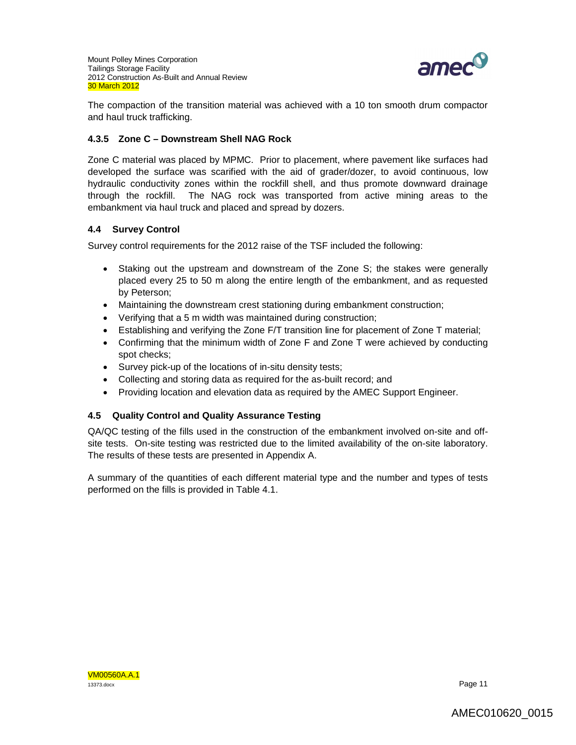The compaction of the transition material was achieved with a 10 ton smooth drum compactor and haul truck trafficking.

#### 4.3.5 Zone C – Downstream Shell NAG Rock

Zone C material was placed by MPMC. Prior to placement, where pavement like surfaces had developed the surface was scarified with the aid of grader/dozer, to avoid continuous, low hydraulic conductivity zones within the rockfill shell, and thus promote downward drainage through the rockfill. The NAG rock was transported from active mining areas to the embankment via haul truck and placed and spread by dozers.

### 4.4 Survey Control

Survey control requirements for the 2012 raise of the TSF included the following:

- Staking out the upstream and downstream of the Zone S; the stakes were generally placed every 25 to 50 m along the entire length of the embankment, and as requested by Peterson;
- Maintaining the downstream crest stationing during embankment construction;
- Verifying that a 5 m width was maintained during construction;
- Establishing and verifying the Zone F/T transition line for placement of Zone T material;
- Confirming that the minimum width of Zone F and Zone T were achieved by conducting spot checks;
- Survey pick-up of the locations of in-situ density tests;
- Collecting and storing data as required for the as-built record; and
- Providing location and elevation data as required by the AMEC Support Engineer.

### 4.5 Quality Control and Quality Assurance Testing

QA/QC testing of the fills used in the construction of the embankment involved on-site and off-site tests. On-site testing was restricted due to the limited availability of the on-site laboratory. The results of these tests are presented in Appendix A.

A summary of the quantities of each different material type and the number and types of tests performed on the fills is provided in Table 4.1.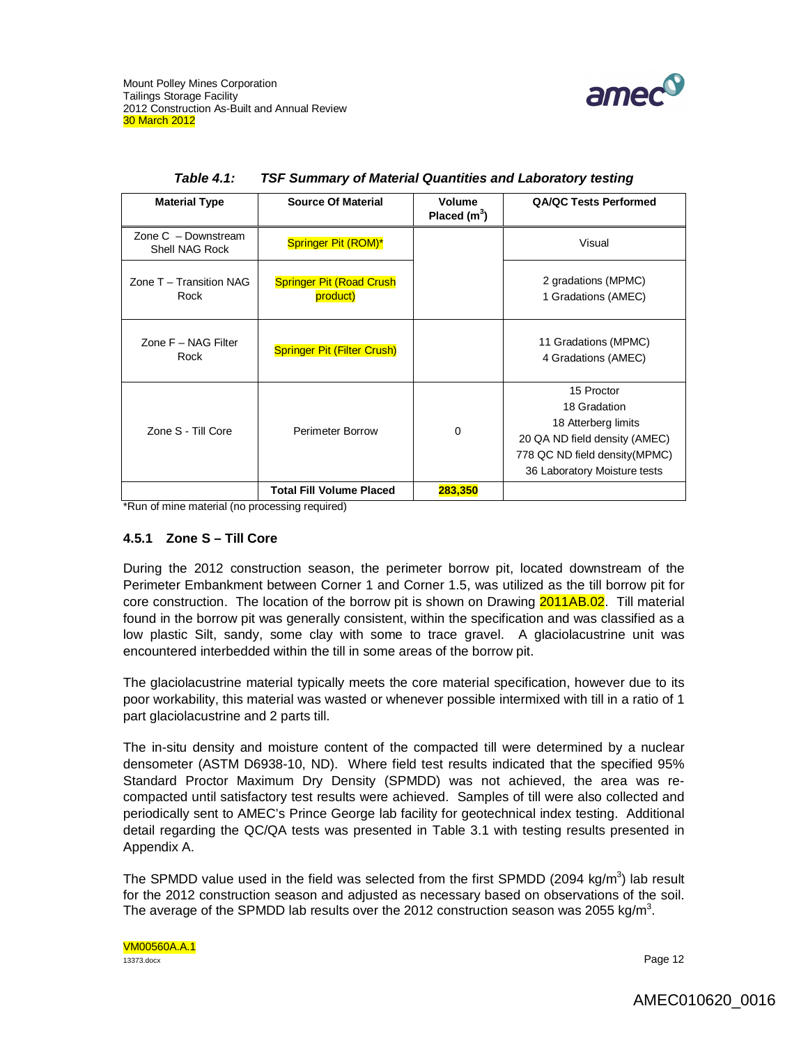***Table 4.1: TSF Summary of Material Quantities and Laboratory testing***

| Material Type | Source Of Material | Volume Placed ($m^3$) | QA/QC Tests Performed |
|---|---|---|---|
| Zone C – Downstream Shell NAG Rock | Springer Pit (ROM)* | | Visual |
| Zone T – Transition NAG Rock | Springer Pit (Road Crush product) | | 2 gradations (MPMC)<br>1 Gradations (AMEC) |
| Zone F – NAG Filter Rock | Springer Pit (Filter Crush) | | 11 Gradations (MPMC)<br>4 Gradations (AMEC) |
| Zone S - Till Core | Perimeter Borrow | 0 | 15 Proctor<br>18 Gradation<br>18 Atterberg limits<br>20 QA ND field density (AMEC)<br>778 QC ND field density(MPMC)<br>36 Laboratory Moisture tests |
| | **Total Fill Volume Placed** | **283,350** | |

*Run of mine material (no processing required)

### 4.5.1 Zone S – Till Core

During the 2012 construction season, the perimeter borrow pit, located downstream of the Perimeter Embankment between Corner 1 and Corner 1.5, was utilized as the till borrow pit for core construction. The location of the borrow pit is shown on Drawing 2011AB.02. Till material found in the borrow pit was generally consistent, within the specification and was classified as a low plastic Silt, sandy, some clay with some to trace gravel. A glaciolacustrine unit was encountered interbedded within the till in some areas of the borrow pit.

The glaciolacustrine material typically meets the core material specification, however due to its poor workability, this material was wasted or whenever possible intermixed with till in a ratio of 1 part glaciolacustrine and 2 parts till.

The in-situ density and moisture content of the compacted till were determined by a nuclear densometer (ASTM D6938-10, ND). Where field test results indicated that the specified 95% Standard Proctor Maximum Dry Density (SPMDD) was not achieved, the area was re-compacted until satisfactory test results were achieved. Samples of till were also collected and periodically sent to AMEC's Prince George lab facility for geotechnical index testing. Additional detail regarding the QC/QA tests was presented in Table 3.1 with testing results presented in Appendix A.

The SPMDD value used in the field was selected from the first SPMDD (2094 kg/$m^3$) lab result for the 2012 construction season and adjusted as necessary based on observations of the soil. The average of the SPMDD lab results over the 2012 construction season was 2055 kg/$m^3$.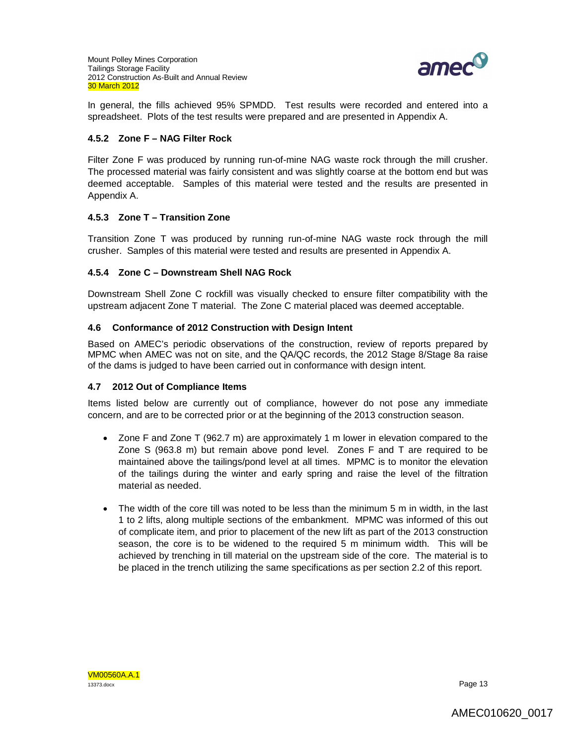In general, the fills achieved 95% SPMDD. Test results were recorded and entered into a spreadsheet. Plots of the test results were prepared and are presented in Appendix A.

### 4.5.2 Zone F – NAG Filter Rock

Filter Zone F was produced by running run-of-mine NAG waste rock through the mill crusher. The processed material was fairly consistent and was slightly coarse at the bottom end but was deemed acceptable. Samples of this material were tested and the results are presented in Appendix A.

### 4.5.3 Zone T – Transition Zone

Transition Zone T was produced by running run-of-mine NAG waste rock through the mill crusher. Samples of this material were tested and results are presented in Appendix A.

### 4.5.4 Zone C – Downstream Shell NAG Rock

Downstream Shell Zone C rockfill was visually checked to ensure filter compatibility with the upstream adjacent Zone T material. The Zone C material placed was deemed acceptable.

## 4.6 Conformance of 2012 Construction with Design Intent

Based on AMEC's periodic observations of the construction, review of reports prepared by MPMC when AMEC was not on site, and the QA/QC records, the 2012 Stage 8/Stage 8a raise of the dams is judged to have been carried out in conformance with design intent.

## 4.7 2012 Out of Compliance Items

Items listed below are currently out of compliance, however do not pose any immediate concern, and are to be corrected prior or at the beginning of the 2013 construction season.

- Zone F and Zone T (962.7 m) are approximately 1 m lower in elevation compared to the Zone S (963.8 m) but remain above pond level. Zones F and T are required to be maintained above the tailings/pond level at all times. MPMC is to monitor the elevation of the tailings during the winter and early spring and raise the level of the filtration material as needed.

- The width of the core till was noted to be less than the minimum 5 m in width, in the last 1 to 2 lifts, along multiple sections of the embankment. MPMC was informed of this out of complicate item, and prior to placement of the new lift as part of the 2013 construction season, the core is to be widened to the required 5 m minimum width. This will be achieved by trenching in till material on the upstream side of the core. The material is to be placed in the trench utilizing the same specifications as per section 2.2 of this report.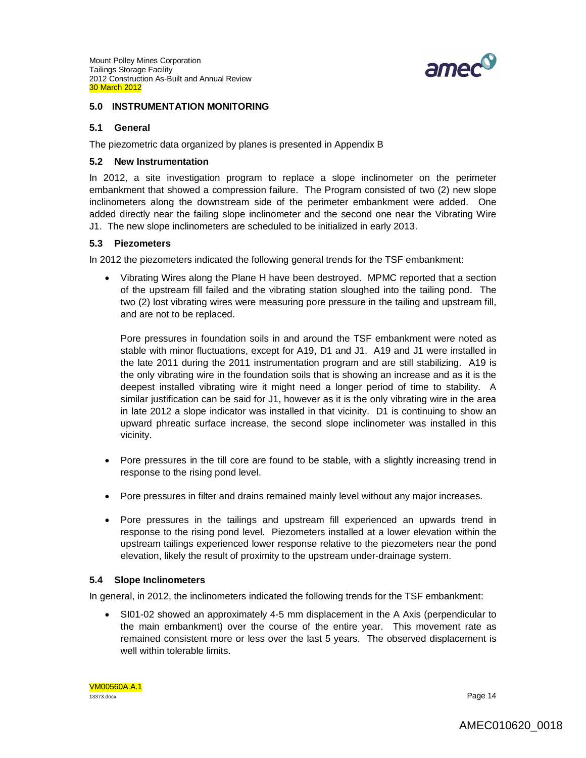## 5.0 INSTRUMENTATION MONITORING

### 5.1 General

The piezometric data organized by planes is presented in Appendix B

### 5.2 New Instrumentation

In 2012, a site investigation program to replace a slope inclinometer on the perimeter embankment that showed a compression failure. The Program consisted of two (2) new slope inclinometers along the downstream side of the perimeter embankment were added. One added directly near the failing slope inclinometer and the second one near the Vibrating Wire J1. The new slope inclinometers are scheduled to be initialized in early 2013.

### 5.3 Piezometers

In 2012 the piezometers indicated the following general trends for the TSF embankment:

- Vibrating Wires along the Plane H have been destroyed. MPMC reported that a section of the upstream fill failed and the vibrating station sloughed into the tailing pond. The two (2) lost vibrating wires were measuring pore pressure in the tailing and upstream fill, and are not to be replaced.

  Pore pressures in foundation soils in and around the TSF embankment were noted as stable with minor fluctuations, except for A19, D1 and J1. A19 and J1 were installed in the late 2011 during the 2011 instrumentation program and are still stabilizing. A19 is the only vibrating wire in the foundation soils that is showing an increase and as it is the deepest installed vibrating wire it might need a longer period of time to stability. A similar justification can be said for J1, however as it is the only vibrating wire in the area in late 2012 a slope indicator was installed in that vicinity. D1 is continuing to show an upward phreatic surface increase, the second slope inclinometer was installed in this vicinity.

- Pore pressures in the till core are found to be stable, with a slightly increasing trend in response to the rising pond level.

- Pore pressures in filter and drains remained mainly level without any major increases.

- Pore pressures in the tailings and upstream fill experienced an upwards trend in response to the rising pond level. Piezometers installed at a lower elevation within the upstream tailings experienced lower response relative to the piezometers near the pond elevation, likely the result of proximity to the upstream under-drainage system.

### 5.4 Slope Inclinometers

In general, in 2012, the inclinometers indicated the following trends for the TSF embankment:

- SI01-02 showed an approximately 4-5 mm displacement in the A Axis (perpendicular to the main embankment) over the course of the entire year. This movement rate as remained consistent more or less over the last 5 years. The observed displacement is well within tolerable limits.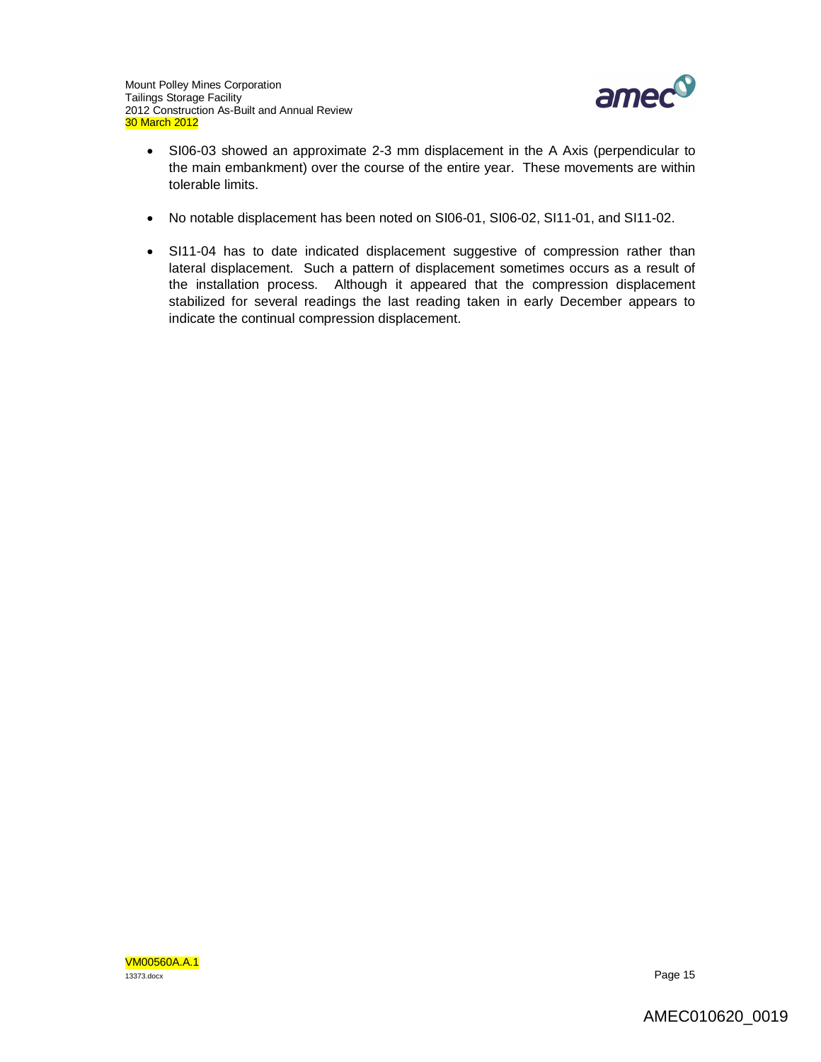- SI06-03 showed an approximate 2-3 mm displacement in the A Axis (perpendicular to the main embankment) over the course of the entire year. These movements are within tolerable limits.

- No notable displacement has been noted on SI06-01, SI06-02, SI11-01, and SI11-02.

- SI11-04 has to date indicated displacement suggestive of compression rather than lateral displacement. Such a pattern of displacement sometimes occurs as a result of the installation process. Although it appeared that the compression displacement stabilized for several readings the last reading taken in early December appears to indicate the continual compression displacement.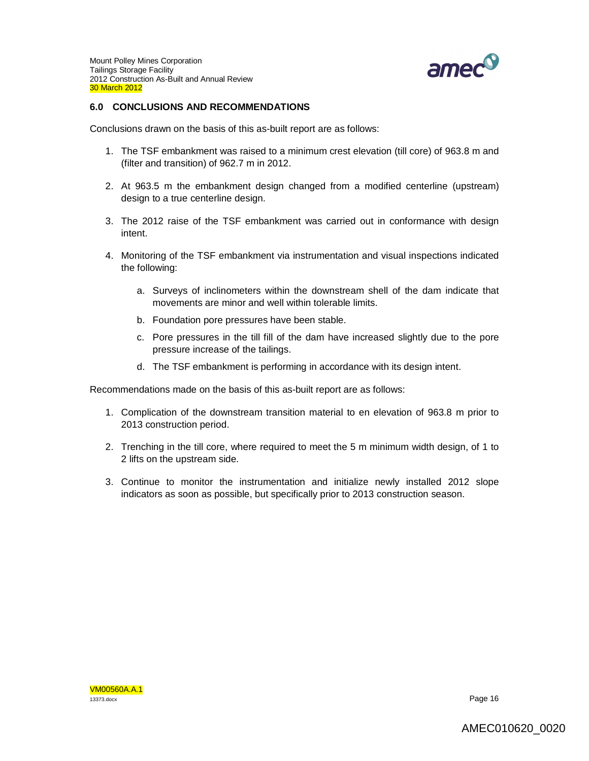## 6.0 CONCLUSIONS AND RECOMMENDATIONS

Conclusions drawn on the basis of this as-built report are as follows:

1. The TSF embankment was raised to a minimum crest elevation (till core) of 963.8 m and (filter and transition) of 962.7 m in 2012.
2. At 963.5 m the embankment design changed from a modified centerline (upstream) design to a true centerline design.
3. The 2012 raise of the TSF embankment was carried out in conformance with design intent.
4. Monitoring of the TSF embankment via instrumentation and visual inspections indicated the following:
    a. Surveys of inclinometers within the downstream shell of the dam indicate that movements are minor and well within tolerable limits.
    b. Foundation pore pressures have been stable.
    c. Pore pressures in the till fill of the dam have increased slightly due to the pore pressure increase of the tailings.
    d. The TSF embankment is performing in accordance with its design intent.

Recommendations made on the basis of this as-built report are as follows:

1. Complication of the downstream transition material to en elevation of 963.8 m prior to 2013 construction period.
2. Trenching in the till core, where required to meet the 5 m minimum width design, of 1 to 2 lifts on the upstream side.
3. Continue to monitor the instrumentation and initialize newly installed 2012 slope indicators as soon as possible, but specifically prior to 2013 construction season.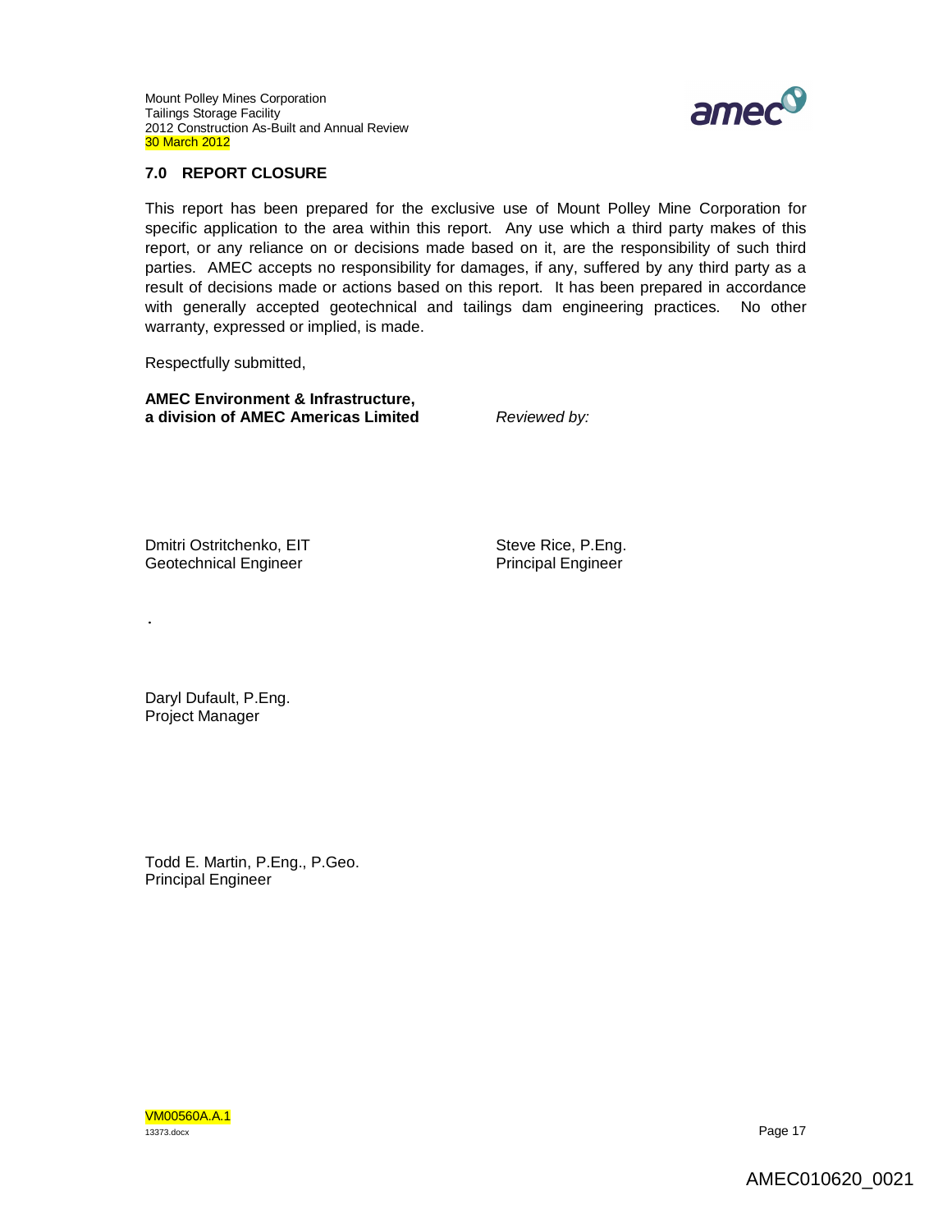## 7.0 REPORT CLOSURE

This report has been prepared for the exclusive use of Mount Polley Mine Corporation for specific application to the area within this report. Any use which a third party makes of this report, or any reliance on or decisions made based on it, are the responsibility of such third parties. AMEC accepts no responsibility for damages, if any, suffered by any third party as a result of decisions made or actions based on this report. It has been prepared in accordance with generally accepted geotechnical and tailings dam engineering practices. No other warranty, expressed or implied, is made.

Respectfully submitted,

**AMEC Environment & Infrastructure,**
**a division of AMEC Americas Limited**

*Reviewed by:*

Dmitri Ostritchenko, EIT
Geotechnical Engineer

Steve Rice, P.Eng.
Principal Engineer

Daryl Dufault, P.Eng.
Project Manager

Todd E. Martin, P.Eng., P.Geo.
Principal Engineer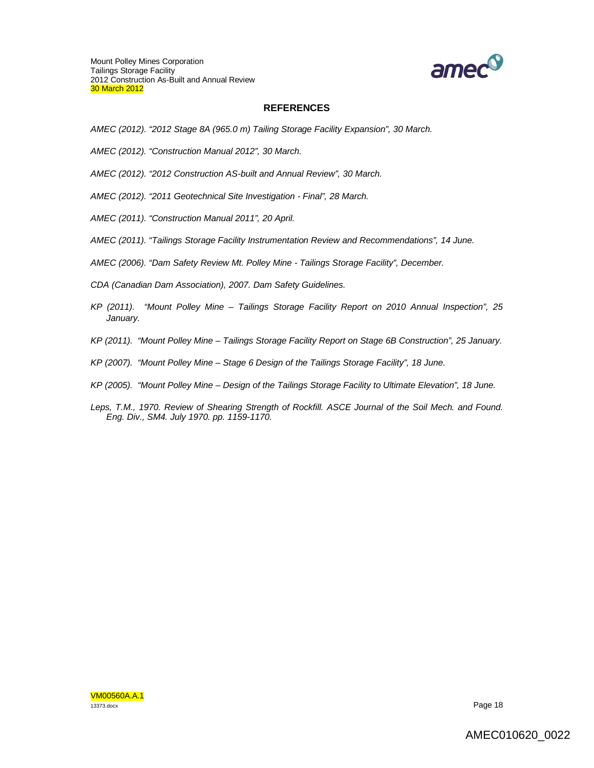## REFERENCES

*AMEC (2012). "2012 Stage 8A (965.0 m) Tailing Storage Facility Expansion", 30 March.*

*AMEC (2012). "Construction Manual 2012", 30 March.*

*AMEC (2012). "2012 Construction AS-built and Annual Review", 30 March.*

*AMEC (2012). "2011 Geotechnical Site Investigation - Final", 28 March.*

*AMEC (2011). "Construction Manual 2011", 20 April.*

*AMEC (2011). "Tailings Storage Facility Instrumentation Review and Recommendations", 14 June.*

*AMEC (2006). "Dam Safety Review Mt. Polley Mine - Tailings Storage Facility", December.*

*CDA (Canadian Dam Association), 2007. Dam Safety Guidelines.*

*KP (2011). "Mount Polley Mine – Tailings Storage Facility Report on 2010 Annual Inspection", 25 January.*

*KP (2011). "Mount Polley Mine – Tailings Storage Facility Report on Stage 6B Construction", 25 January.*

*KP (2007). "Mount Polley Mine – Stage 6 Design of the Tailings Storage Facility", 18 June.*

*KP (2005). "Mount Polley Mine – Design of the Tailings Storage Facility to Ultimate Elevation", 18 June.*

*Leps, T.M., 1970. Review of Shearing Strength of Rockfill. ASCE Journal of the Soil Mech. and Found. Eng. Div., SM4. July 1970. pp. 1159-1170.*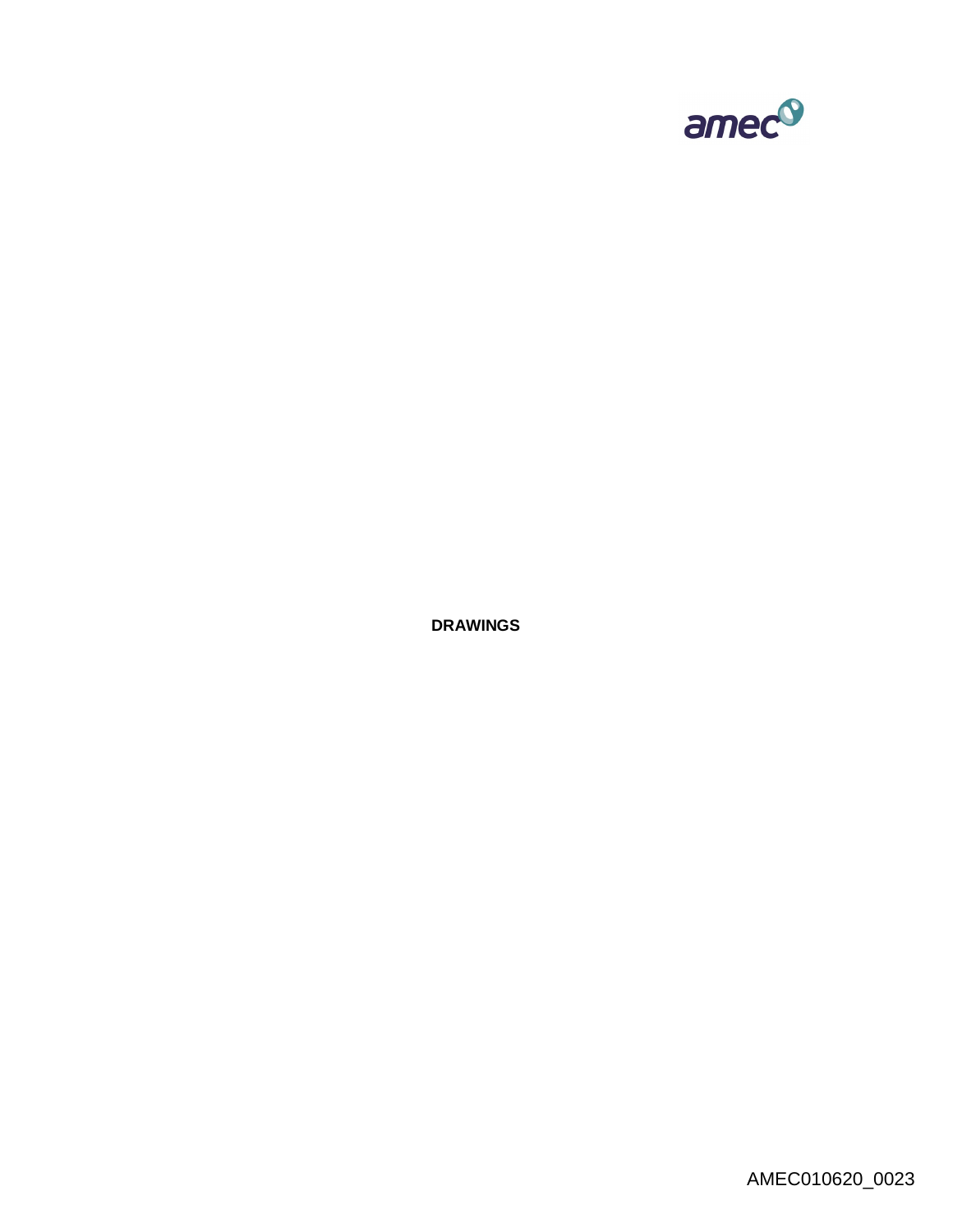**DRAWINGS**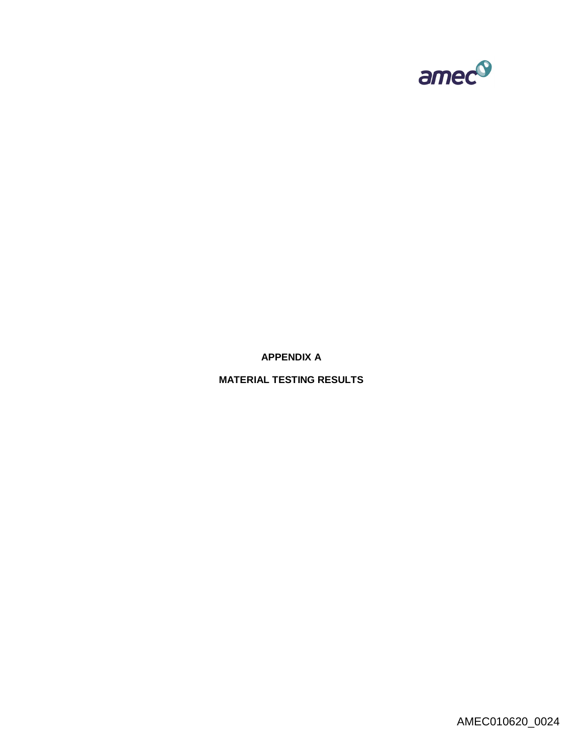**APPENDIX A**

**MATERIAL TESTING RESULTS**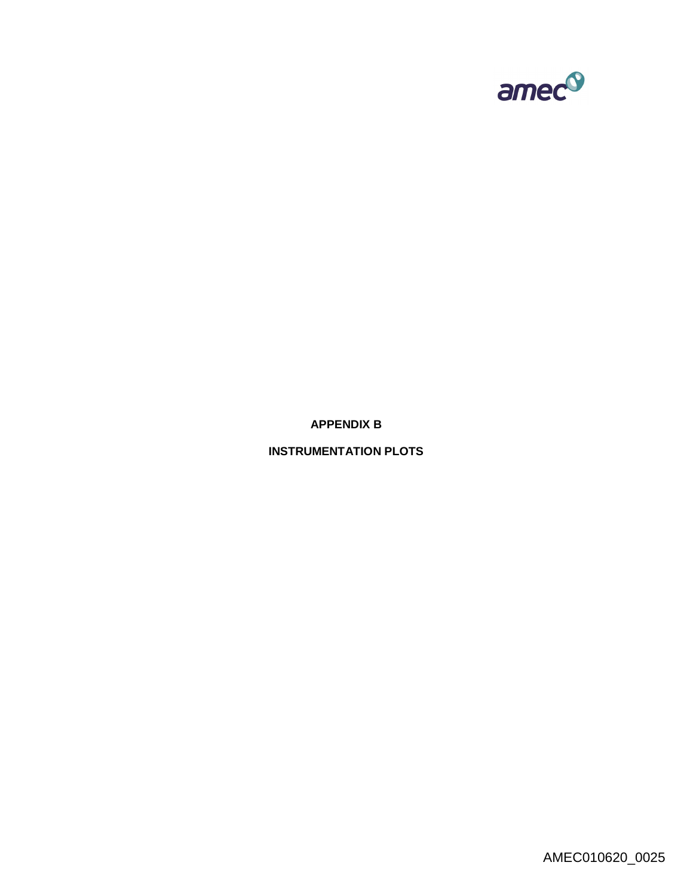# APPENDIX B

## INSTRUMENTATION PLOTS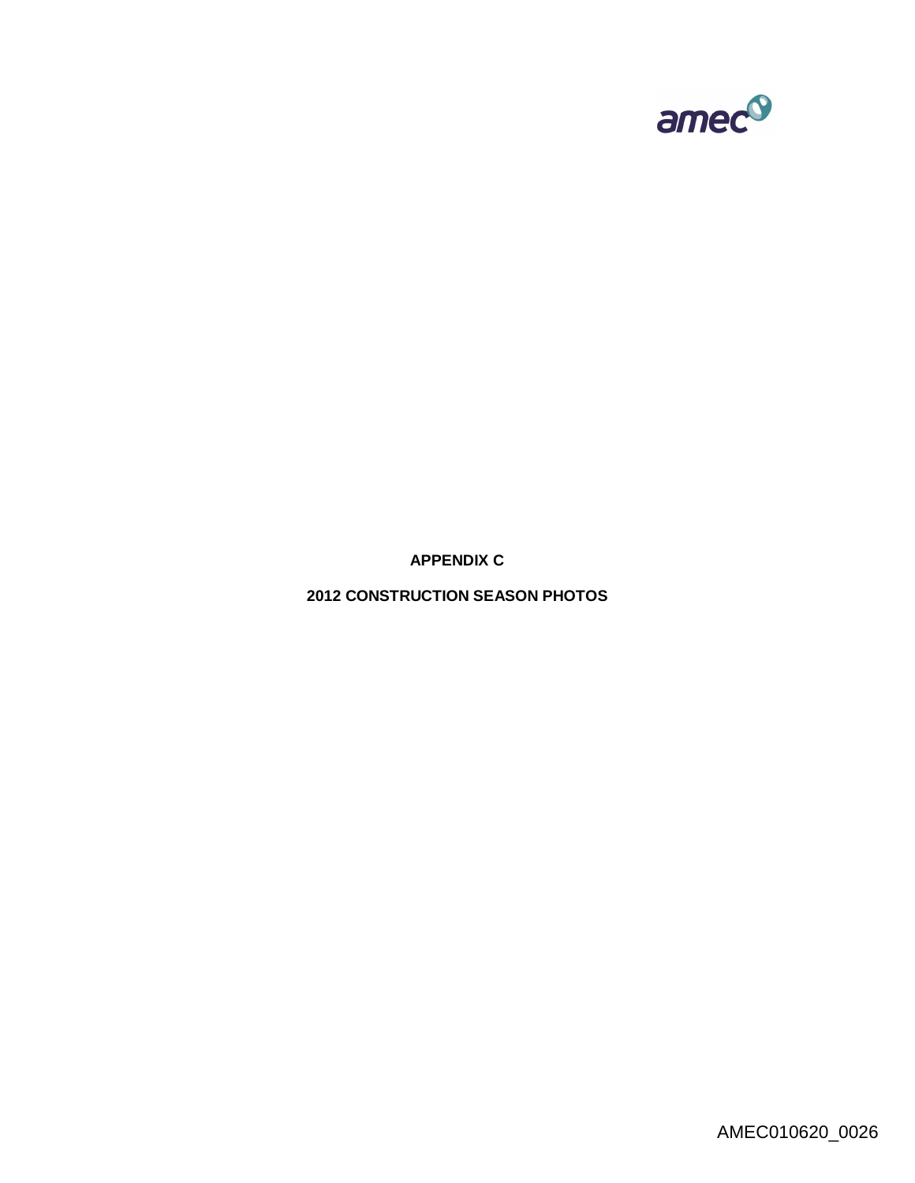# APPENDIX C

## 2012 CONSTRUCTION SEASON PHOTOS

AMEC010620_0026